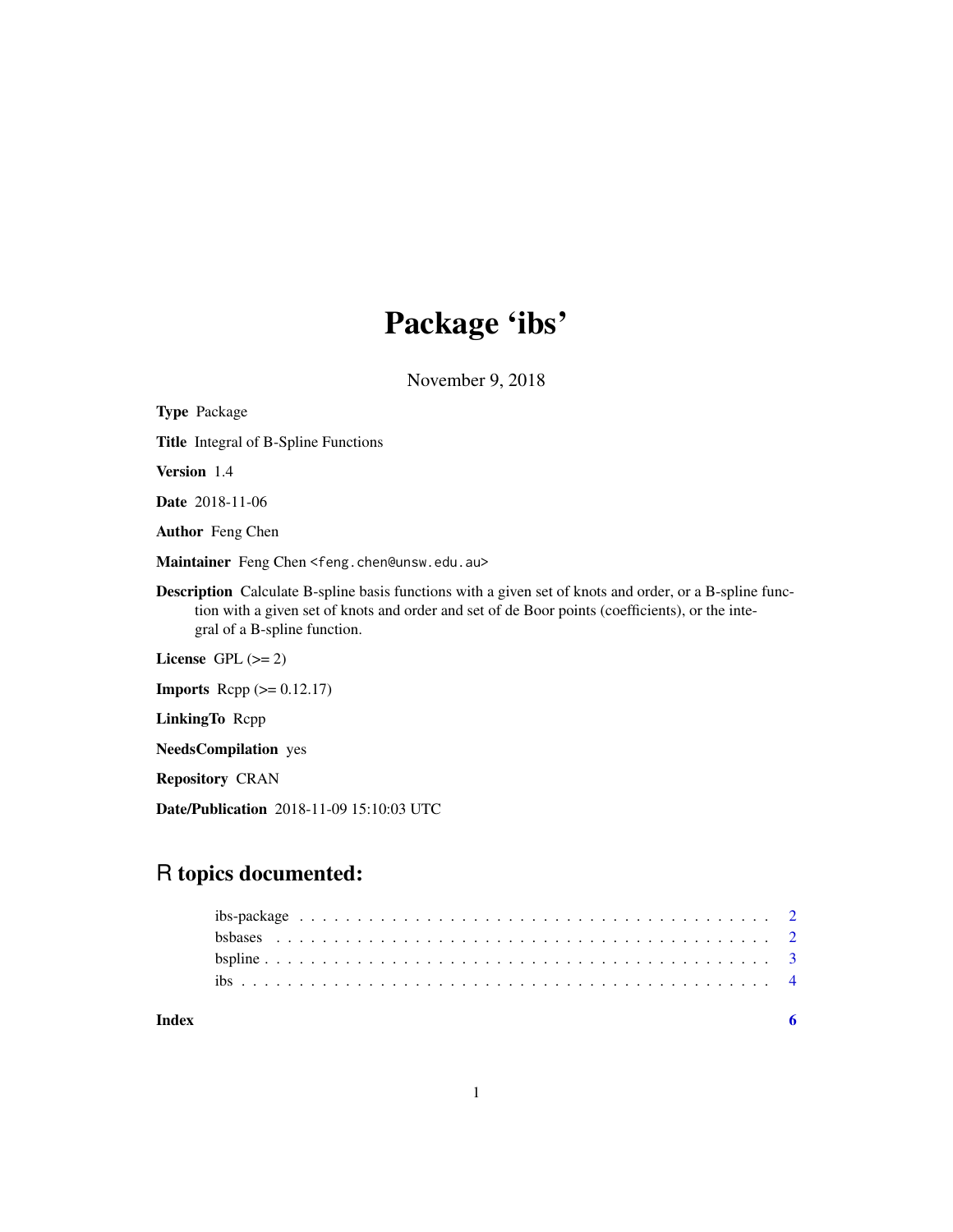# Package 'ibs'

November 9, 2018

**Type** Package

**Title** Integral of B-Spline Functions

**Version** 1.4

**Date** 2018-11-06

**Author** Feng Chen

**Maintainer** Feng Chen <feng.chen@unsw.edu.au>

**Description** Calculate B-spline basis functions with a given set of knots and order, or a B-spline function with a given set of knots and order and set of de Boor points (coefficients), or the integral of a B-spline function.

**License** GPL (>= 2)

**Imports** Rcpp (>= 0.12.17)

**LinkingTo** Rcpp

**NeedsCompilation** yes

**Repository** CRAN

**Date/Publication** 2018-11-09 15:10:03 UTC

## R topics documented:

- ibs-package . . . . . . . . . . . . . . . . . . . . . . . . . . . . . . . . . . . . . . . . 2
- bsbases . . . . . . . . . . . . . . . . . . . . . . . . . . . . . . . . . . . . . . . . . . 2
- bspline . . . . . . . . . . . . . . . . . . . . . . . . . . . . . . . . . . . . . . . . . . 3
- ibs . . . . . . . . . . . . . . . . . . . . . . . . . . . . . . . . . . . . . . . . . . . . 4

**Index** **6**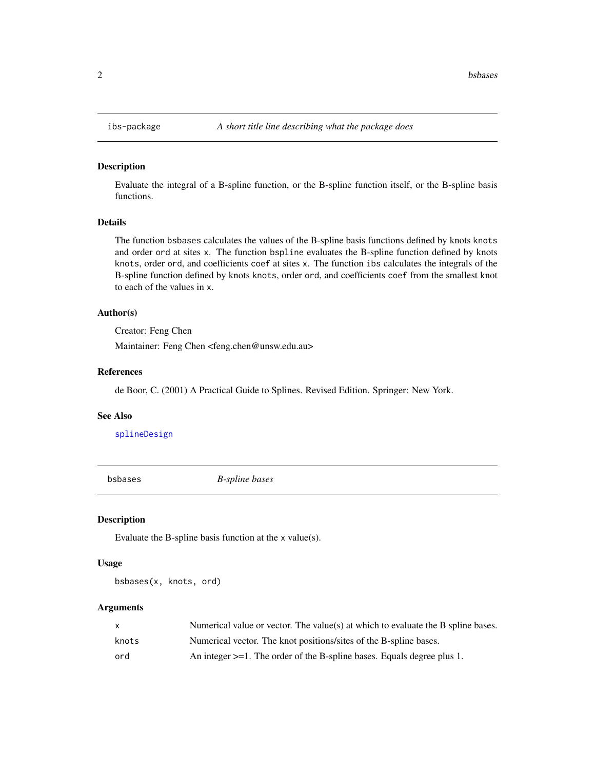## ibs-package — *A short title line describing what the package does*

### Description

Evaluate the integral of a B-spline function, or the B-spline function itself, or the B-spline basis functions.

### Details

The function `bsbases` calculates the values of the B-spline basis functions defined by knots `knots` and order `ord` at sites `x`. The function `bspline` evaluates the B-spline function defined by knots `knots`, order `ord`, and coefficients `coef` at sites `x`. The function `ibs` calculates the integrals of the B-spline function defined by knots `knots`, order `ord`, and coefficients `coef` from the smallest knot to each of the values in `x`.

### Author(s)

Creator: Feng Chen

Maintainer: Feng Chen <feng.chen@unsw.edu.au>

### References

de Boor, C. (2001) A Practical Guide to Splines. Revised Edition. Springer: New York.

### See Also

`splineDesign`

## bsbases — *B-spline bases*

### Description

Evaluate the B-spline basis function at the `x` value(s).

### Usage

```
bsbases(x, knots, ord)
```

### Arguments

| | |
|---|---|
| `x` | Numerical value or vector. The value(s) at which to evaluate the B spline bases. |
| `knots` | Numerical vector. The knot positions/sites of the B-spline bases. |
| `ord` | An integer >=1. The order of the B-spline bases. Equals degree plus 1. |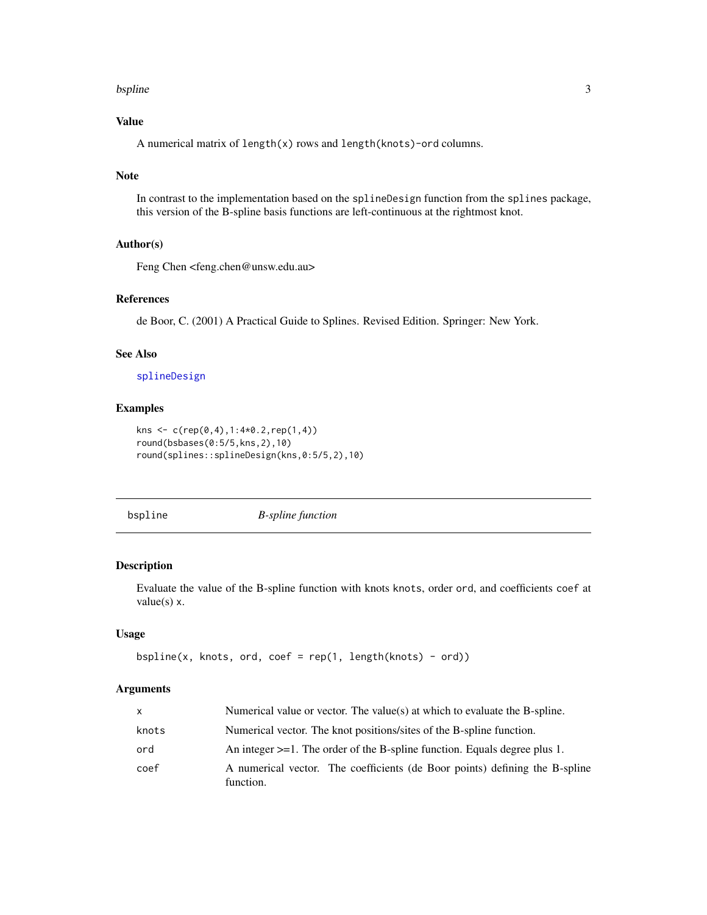### Value

A numerical matrix of `length(x)` rows and `length(knots)-ord` columns.

### Note

In contrast to the implementation based on the `splineDesign` function from the `splines` package, this version of the B-spline basis functions are left-continuous at the rightmost knot.

### Author(s)

Feng Chen <feng.chen@unsw.edu.au>

### References

de Boor, C. (2001) A Practical Guide to Splines. Revised Edition. Springer: New York.

### See Also

splineDesign

### Examples

```
kns <- c(rep(0,4),1:4*0.2,rep(1,4))
round(bsbases(0:5/5,kns,2),10)
round(splines::splineDesign(kns,0:5/5,2),10)
```

---

## bspline — *B-spline function*

---

### Description

Evaluate the value of the B-spline function with knots `knots`, order `ord`, and coefficients `coef` at value(s) `x`.

### Usage

```
bspline(x, knots, ord, coef = rep(1, length(knots) - ord))
```

### Arguments

| | |
|---|---|
| `x` | Numerical value or vector. The value(s) at which to evaluate the B-spline. |
| `knots` | Numerical vector. The knot positions/sites of the B-spline function. |
| `ord` | An integer >=1. The order of the B-spline function. Equals degree plus 1. |
| `coef` | A numerical vector. The coefficients (de Boor points) defining the B-spline function. |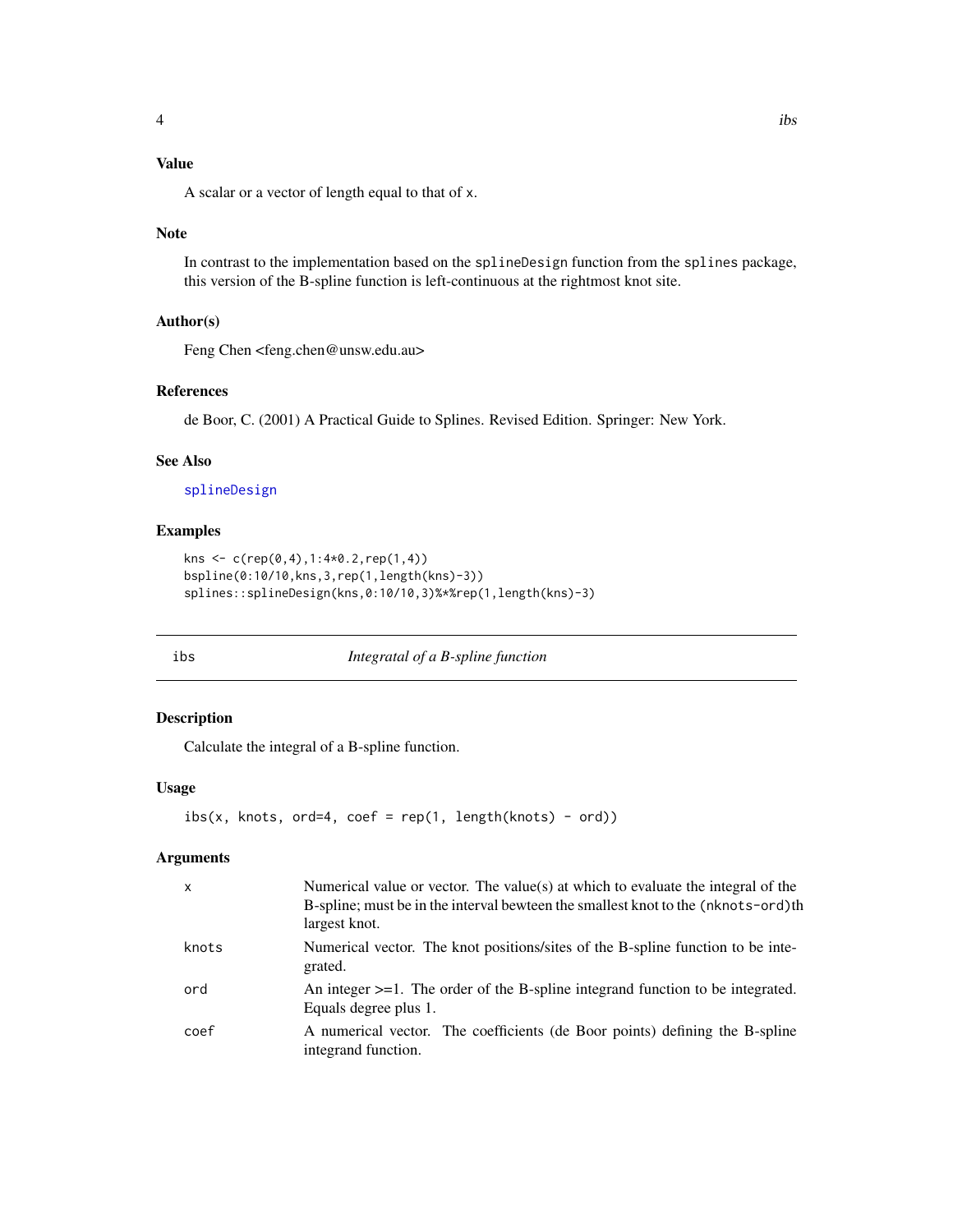### Value

A scalar or a vector of length equal to that of x.

### Note

In contrast to the implementation based on the splineDesign function from the splines package, this version of the B-spline function is left-continuous at the rightmost knot site.

### Author(s)

Feng Chen <feng.chen@unsw.edu.au>

### References

de Boor, C. (2001) A Practical Guide to Splines. Revised Edition. Springer: New York.

### See Also

splineDesign

### Examples

```
kns <- c(rep(0,4),1:4*0.2,rep(1,4))
bspline(0:10/10,kns,3,rep(1,length(kns)-3))
splines::splineDesign(kns,0:10/10,3)%*%rep(1,length(kns)-3)
```

---

## ibs *Integratal of a B-spline function*

---

### Description

Calculate the integral of a B-spline function.

### Usage

```
ibs(x, knots, ord=4, coef = rep(1, length(knots) - ord))
```

### Arguments

| | |
|---|---|
| x | Numerical value or vector. The value(s) at which to evaluate the integral of the B-spline; must be in the interval bewteen the smallest knot to the (nknots-ord)th largest knot. |
| knots | Numerical vector. The knot positions/sites of the B-spline function to be integrated. |
| ord | An integer >=1. The order of the B-spline integrand function to be integrated. Equals degree plus 1. |
| coef | A numerical vector. The coefficients (de Boor points) defining the B-spline integrand function. |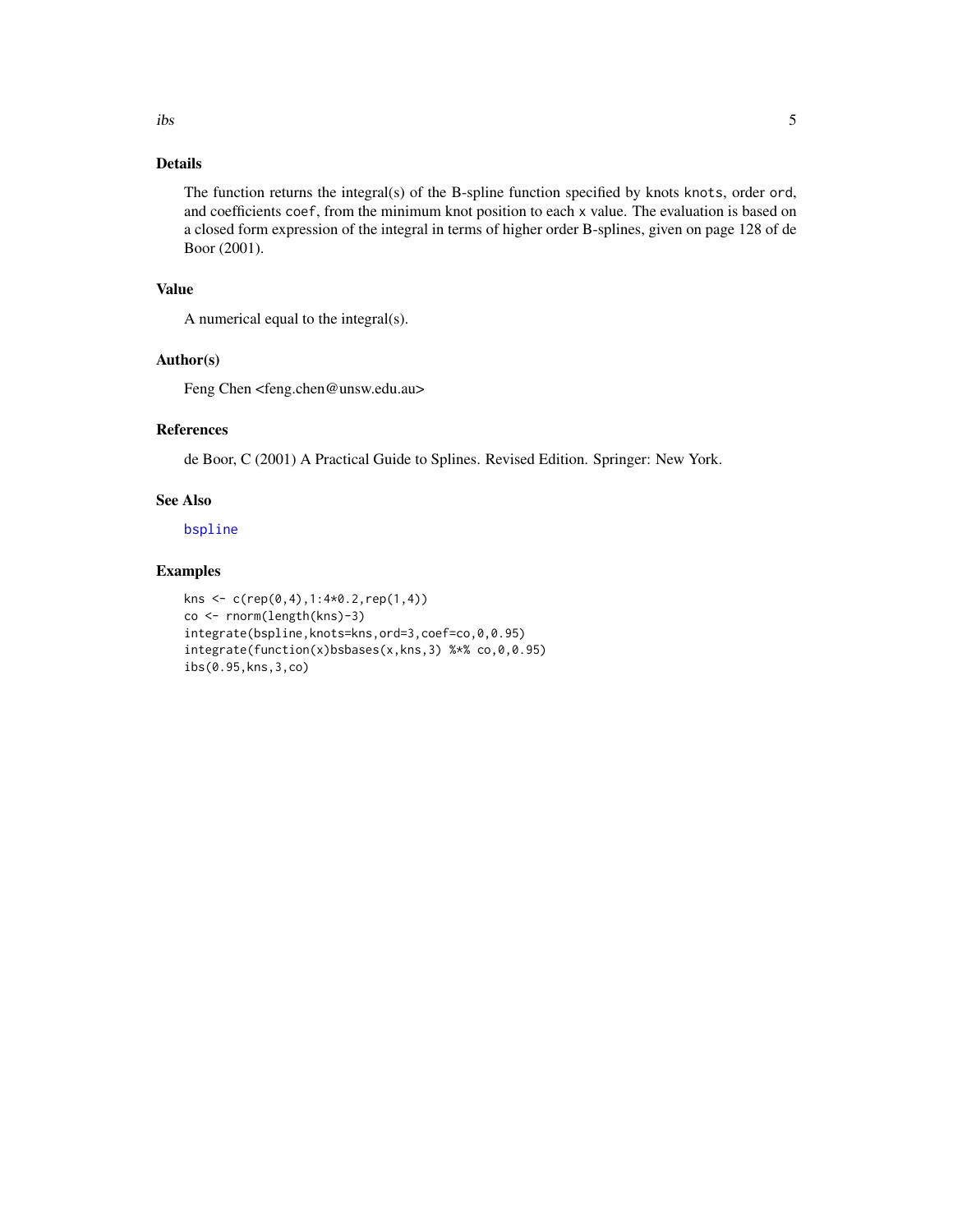## Details

The function returns the integral(s) of the B-spline function specified by knots `knots`, order `ord`, and coefficients `coef`, from the minimum knot position to each `x` value. The evaluation is based on a closed form expression of the integral in terms of higher order B-splines, given on page 128 of de Boor (2001).

## Value

A numerical equal to the integral(s).

## Author(s)

Feng Chen <feng.chen@unsw.edu.au>

## References

de Boor, C (2001) A Practical Guide to Splines. Revised Edition. Springer: New York.

## See Also

bspline

## Examples

```
kns <- c(rep(0,4),1:4*0.2,rep(1,4))
co <- rnorm(length(kns)-3)
integrate(bspline,knots=kns,ord=3,coef=co,0,0.95)
integrate(function(x)bsbases(x,kns,3) %*% co,0,0.95)
ibs(0.95,kns,3,co)
```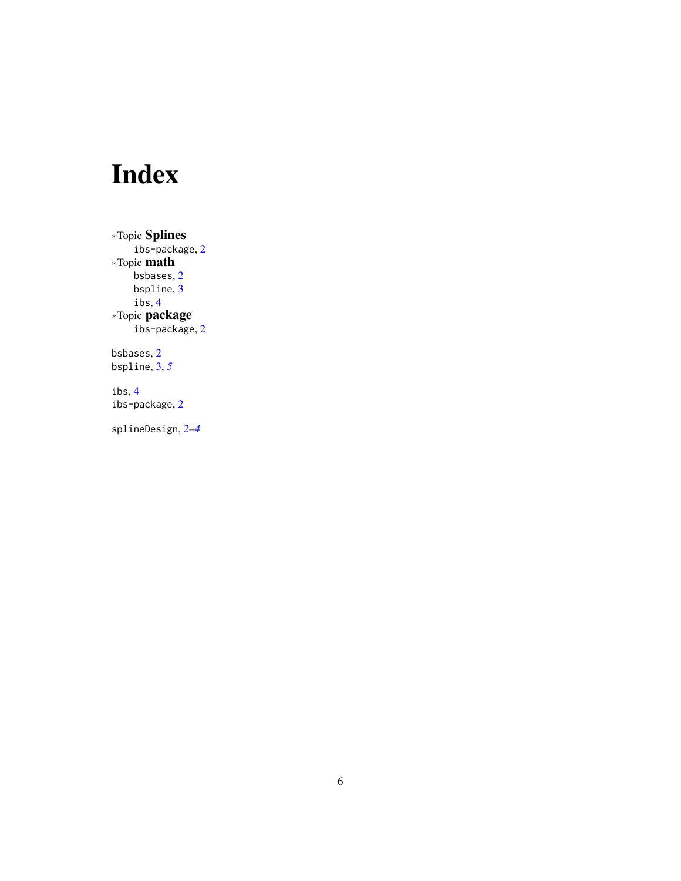# Index

∗Topic **Splines**
  ibs-package, 2
∗Topic **math**
  bsbases, 2
  bspline, 3
  ibs, 4
∗Topic **package**
  ibs-package, 2

bsbases, 2
bspline, 3, *5*

ibs, 4
ibs-package, 2

splineDesign, *2–4*